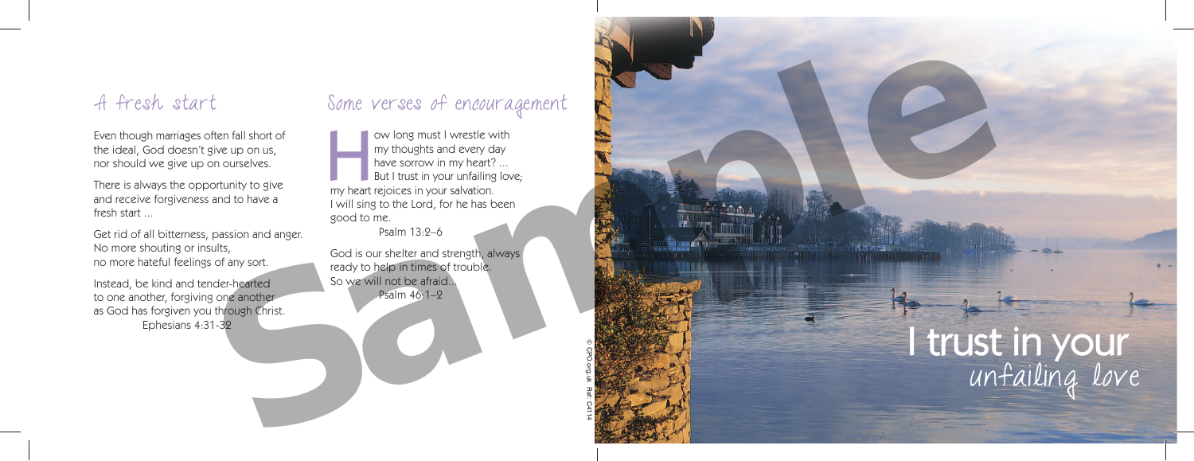## A fresh start

Even though marriages often fall short of the ideal, God doesn't give up on us, nor should we give up on ourselves.

There is always the opportunity to give and receive forgiveness and to have a fresh start ...

Get rid of all bitterness, passion and anger.
No more shouting or insults,
no more hateful feelings of any sort.

Instead, be kind and tender-hearted
to one another, forgiving one another
as God has forgiven you through Christ.
Ephesians 4:31-32

## Some verses of encouragement

How long must I wrestle with my thoughts and every day have sorrow in my heart? ...
But I trust in your unfailing love;
my heart rejoices in your salvation.
I will sing to the Lord, for he has been good to me.
Psalm 13:2–6

God is our shelter and strength, always ready to help in times of trouble.
So we will not be afraid...
Psalm 46:1–2

© CPO.org.uk Ref: C414

# I trust in your unfailing love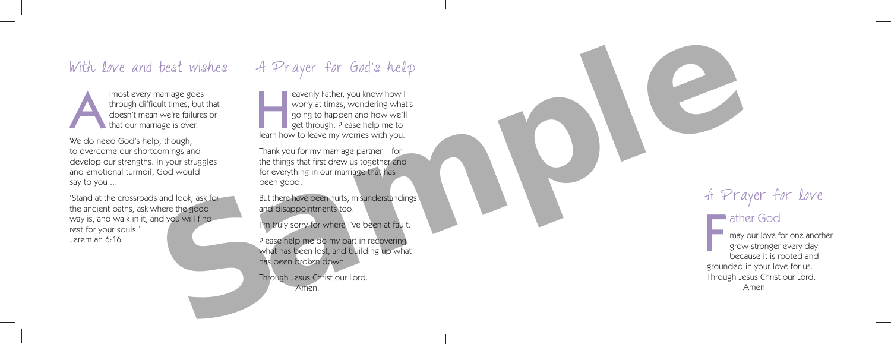## With love and best wishes

Almost every marriage goes through difficult times, but that doesn't mean we're failures or that our marriage is over.

We do need God's help, though, to overcome our shortcomings and develop our strengths. In your struggles and emotional turmoil, God would say to you …

'Stand at the crossroads and look; ask for the ancient paths, ask where the good way is, and walk in it, and you will find rest for your souls.'
Jeremiah 6:16

## A Prayer for God's help

Heavenly Father, you know how I worry at times, wondering what's going to happen and how we'll get through. Please help me to learn how to leave my worries with you.

Thank you for my marriage partner – for the things that first drew us together and for everything in our marriage that has been good.

But there have been hurts, misunderstandings and disappointments too.

I'm truly sorry for where I've been at fault.

Please help me do my part in recovering what has been lost, and building up what has been broken down.

Through Jesus Christ our Lord.
Amen.

## A Prayer for love

Father God

may our love for one another grow stronger every day because it is rooted and grounded in your love for us.
Through Jesus Christ our Lord.
Amen

Sample